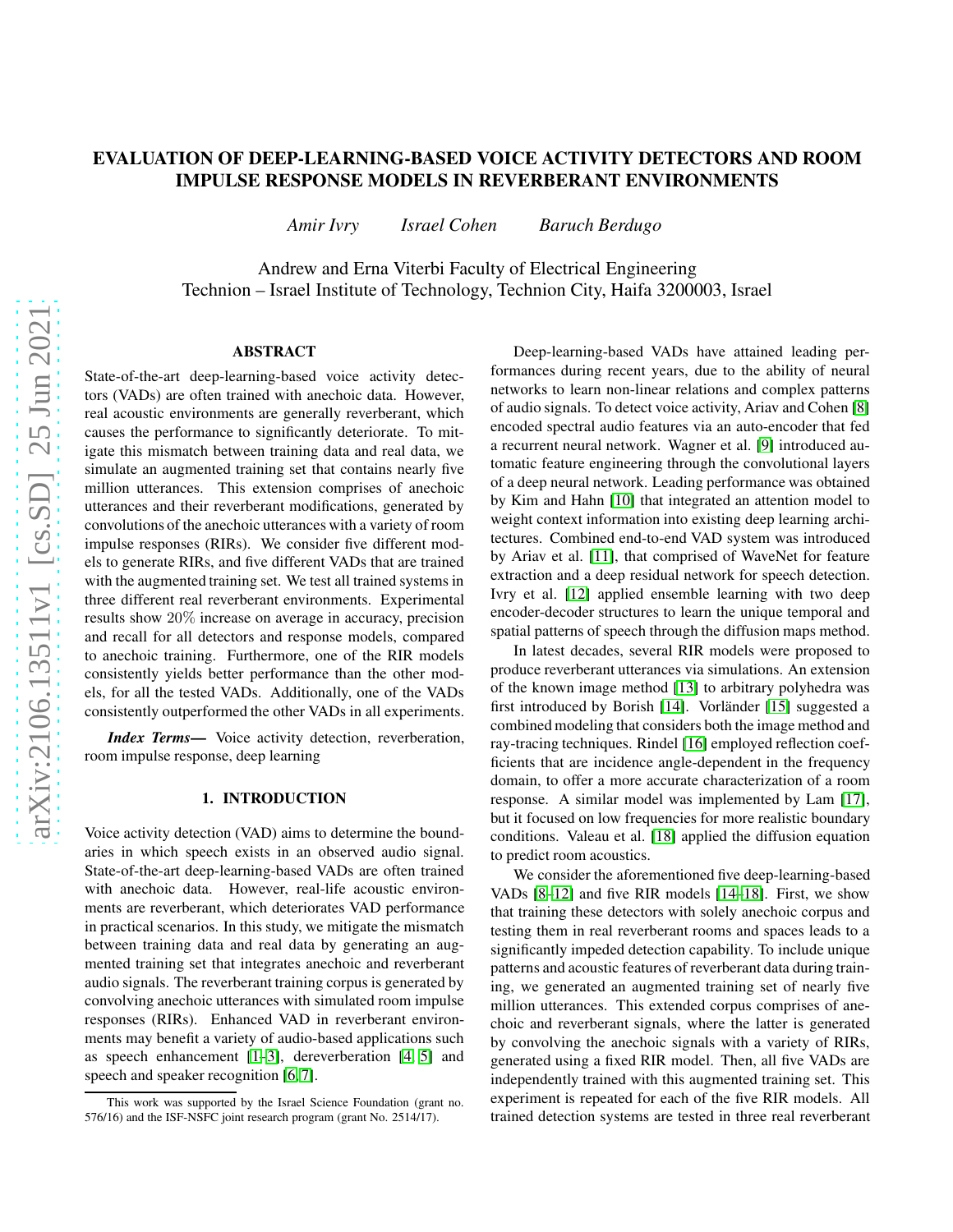# EVALUATION OF DEEP-LEARNING-BASED VOICE ACTIVITY DETECTORS AND ROOM IMPULSE RESPONSE MODELS IN REVERBERANT ENVIRONMENTS

*Amir Ivry*  *Israel Cohen*  *Baruch Berdugo*

Andrew and Erna Viterbi Faculty of Electrical Engineering
Technion – Israel Institute of Technology, Technion City, Haifa 3200003, Israel

## ABSTRACT

State-of-the-art deep-learning-based voice activity detectors (VADs) are often trained with anechoic data. However, real acoustic environments are generally reverberant, which causes the performance to significantly deteriorate. To mitigate this mismatch between training data and real data, we simulate an augmented training set that contains nearly five million utterances. This extension comprises of anechoic utterances and their reverberant modifications, generated by convolutions of the anechoic utterances with a variety of room impulse responses (RIRs). We consider five different models to generate RIRs, and five different VADs that are trained with the augmented training set. We test all trained systems in three different real reverberant environments. Experimental results show 20% increase on average in accuracy, precision and recall for all detectors and response models, compared to anechoic training. Furthermore, one of the RIR models consistently yields better performance than the other models, for all the tested VADs. Additionally, one of the VADs consistently outperformed the other VADs in all experiments.

***Index Terms*—** Voice activity detection, reverberation, room impulse response, deep learning

## 1. INTRODUCTION

Voice activity detection (VAD) aims to determine the boundaries in which speech exists in an observed audio signal. State-of-the-art deep-learning-based VADs are often trained with anechoic data. However, real-life acoustic environments are reverberant, which deteriorates VAD performance in practical scenarios. In this study, we mitigate the mismatch between training data and real data by generating an augmented training set that integrates anechoic and reverberant audio signals. The reverberant training corpus is generated by convolving anechoic utterances with simulated room impulse responses (RIRs). Enhanced VAD in reverberant environments may benefit a variety of audio-based applications such as speech enhancement [1–3], dereverberation [4, 5] and speech and speaker recognition [6, 7].

Deep-learning-based VADs have attained leading performances during recent years, due to the ability of neural networks to learn non-linear relations and complex patterns of audio signals. To detect voice activity, Ariav and Cohen [8] encoded spectral audio features via an auto-encoder that fed a recurrent neural network. Wagner et al. [9] introduced automatic feature engineering through the convolutional layers of a deep neural network. Leading performance was obtained by Kim and Hahn [10] that integrated an attention model to weight context information into existing deep learning architectures. Combined end-to-end VAD system was introduced by Ariav et al. [11], that comprised of WaveNet for feature extraction and a deep residual network for speech detection. Ivry et al. [12] applied ensemble learning with two deep encoder-decoder structures to learn the unique temporal and spatial patterns of speech through the diffusion maps method.

In latest decades, several RIR models were proposed to produce reverberant utterances via simulations. An extension of the known image method [13] to arbitrary polyhedra was first introduced by Borish [14]. Vorländer [15] suggested a combined modeling that considers both the image method and ray-tracing techniques. Rindel [16] employed reflection coefficients that are incidence angle-dependent in the frequency domain, to offer a more accurate characterization of a room response. A similar model was implemented by Lam [17], but it focused on low frequencies for more realistic boundary conditions. Valeau et al. [18] applied the diffusion equation to predict room acoustics.

We consider the aforementioned five deep-learning-based VADs [8–12] and five RIR models [14–18]. First, we show that training these detectors with solely anechoic corpus and testing them in real reverberant rooms and spaces leads to a significantly impeded detection capability. To include unique patterns and acoustic features of reverberant data during training, we generated an augmented training set of nearly five million utterances. This extended corpus comprises of anechoic and reverberant signals, where the latter is generated by convolving the anechoic signals with a variety of RIRs, generated using a fixed RIR model. Then, all five VADs are independently trained with this augmented training set. This experiment is repeated for each of the five RIR models. All trained detection systems are tested in three real reverberant

This work was supported by the Israel Science Foundation (grant no. 576/16) and the ISF-NSFC joint research program (grant No. 2514/17).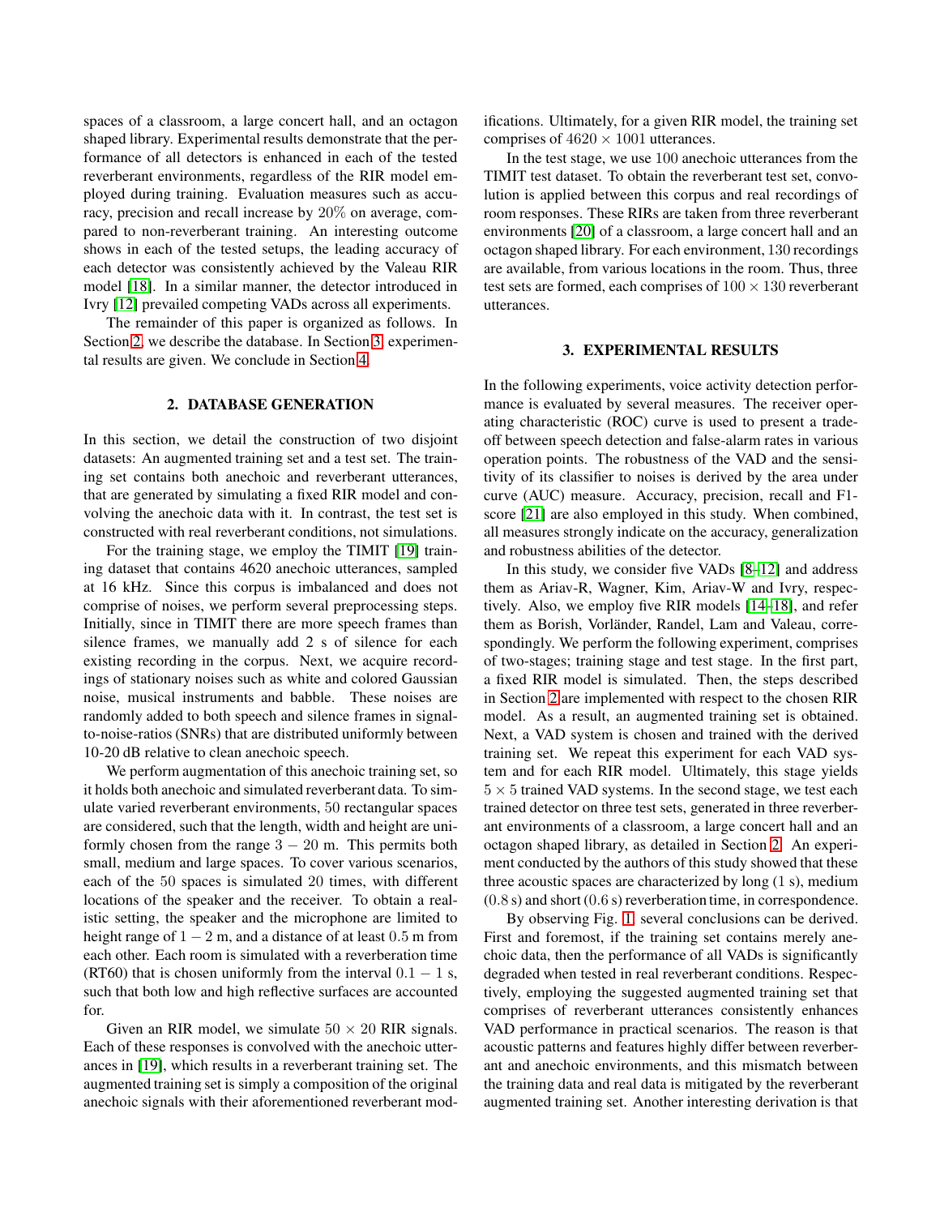spaces of a classroom, a large concert hall, and an octagon shaped library. Experimental results demonstrate that the performance of all detectors is enhanced in each of the tested reverberant environments, regardless of the RIR model employed during training. Evaluation measures such as accuracy, precision and recall increase by $20\%$ on average, compared to non-reverberant training. An interesting outcome shows in each of the tested setups, the leading accuracy of each detector was consistently achieved by the Valeau RIR model [18]. In a similar manner, the detector introduced in Ivry [12] prevailed competing VADs across all experiments.

The remainder of this paper is organized as follows. In Section 2, we describe the database. In Section 3, experimental results are given. We conclude in Section 4.

## 2. DATABASE GENERATION

In this section, we detail the construction of two disjoint datasets: An augmented training set and a test set. The training set contains both anechoic and reverberant utterances, that are generated by simulating a fixed RIR model and convolving the anechoic data with it. In contrast, the test set is constructed with real reverberant conditions, not simulations.

For the training stage, we employ the TIMIT [19] training dataset that contains 4620 anechoic utterances, sampled at 16 kHz. Since this corpus is imbalanced and does not comprise of noises, we perform several preprocessing steps. Initially, since in TIMIT there are more speech frames than silence frames, we manually add 2 s of silence for each existing recording in the corpus. Next, we acquire recordings of stationary noises such as white and colored Gaussian noise, musical instruments and babble. These noises are randomly added to both speech and silence frames in signal-to-noise-ratios (SNRs) that are distributed uniformly between 10-20 dB relative to clean anechoic speech.

We perform augmentation of this anechoic training set, so it holds both anechoic and simulated reverberant data. To simulate varied reverberant environments, $50$ rectangular spaces are considered, such that the length, width and height are uniformly chosen from the range $3 - 20$ m. This permits both small, medium and large spaces. To cover various scenarios, each of the $50$ spaces is simulated $20$ times, with different locations of the speaker and the receiver. To obtain a realistic setting, the speaker and the microphone are limited to height range of $1 - 2$ m, and a distance of at least $0.5$ m from each other. Each room is simulated with a reverberation time (RT60) that is chosen uniformly from the interval $0.1 - 1$ s, such that both low and high reflective surfaces are accounted for.

Given an RIR model, we simulate $50 \times 20$ RIR signals. Each of these responses is convolved with the anechoic utterances in [19], which results in a reverberant training set. The augmented training set is simply a composition of the original anechoic signals with their aforementioned reverberant modifications. Ultimately, for a given RIR model, the training set comprises of $4620 \times 1001$ utterances.

In the test stage, we use $100$ anechoic utterances from the TIMIT test dataset. To obtain the reverberant test set, convolution is applied between this corpus and real recordings of room responses. These RIRs are taken from three reverberant environments [20] of a classroom, a large concert hall and an octagon shaped library. For each environment, $130$ recordings are available, from various locations in the room. Thus, three test sets are formed, each comprises of $100 \times 130$ reverberant utterances.

## 3. EXPERIMENTAL RESULTS

In the following experiments, voice activity detection performance is evaluated by several measures. The receiver operating characteristic (ROC) curve is used to present a tradeoff between speech detection and false-alarm rates in various operation points. The robustness of the VAD and the sensitivity of its classifier to noises is derived by the area under curve (AUC) measure. Accuracy, precision, recall and F1-score [21] are also employed in this study. When combined, all measures strongly indicate on the accuracy, generalization and robustness abilities of the detector.

In this study, we consider five VADs [8–12] and address them as Ariav-R, Wagner, Kim, Ariav-W and Ivry, respectively. Also, we employ five RIR models [14–18], and refer them as Borish, Vorländer, Randel, Lam and Valeau, correspondingly. We perform the following experiment, comprises of two-stages; training stage and test stage. In the first part, a fixed RIR model is simulated. Then, the steps described in Section 2 are implemented with respect to the chosen RIR model. As a result, an augmented training set is obtained. Next, a VAD system is chosen and trained with the derived training set. We repeat this experiment for each VAD system and for each RIR model. Ultimately, this stage yields $5 \times 5$ trained VAD systems. In the second stage, we test each trained detector on three test sets, generated in three reverberant environments of a classroom, a large concert hall and an octagon shaped library, as detailed in Section 2. An experiment conducted by the authors of this study showed that these three acoustic spaces are characterized by long (1 s), medium (0.8 s) and short (0.6 s) reverberation time, in correspondence.

By observing Fig. 1, several conclusions can be derived. First and foremost, if the training set contains merely anechoic data, then the performance of all VADs is significantly degraded when tested in real reverberant conditions. Respectively, employing the suggested augmented training set that comprises of reverberant utterances consistently enhances VAD performance in practical scenarios. The reason is that acoustic patterns and features highly differ between reverberant and anechoic environments, and this mismatch between the training data and real data is mitigated by the reverberant augmented training set. Another interesting derivation is that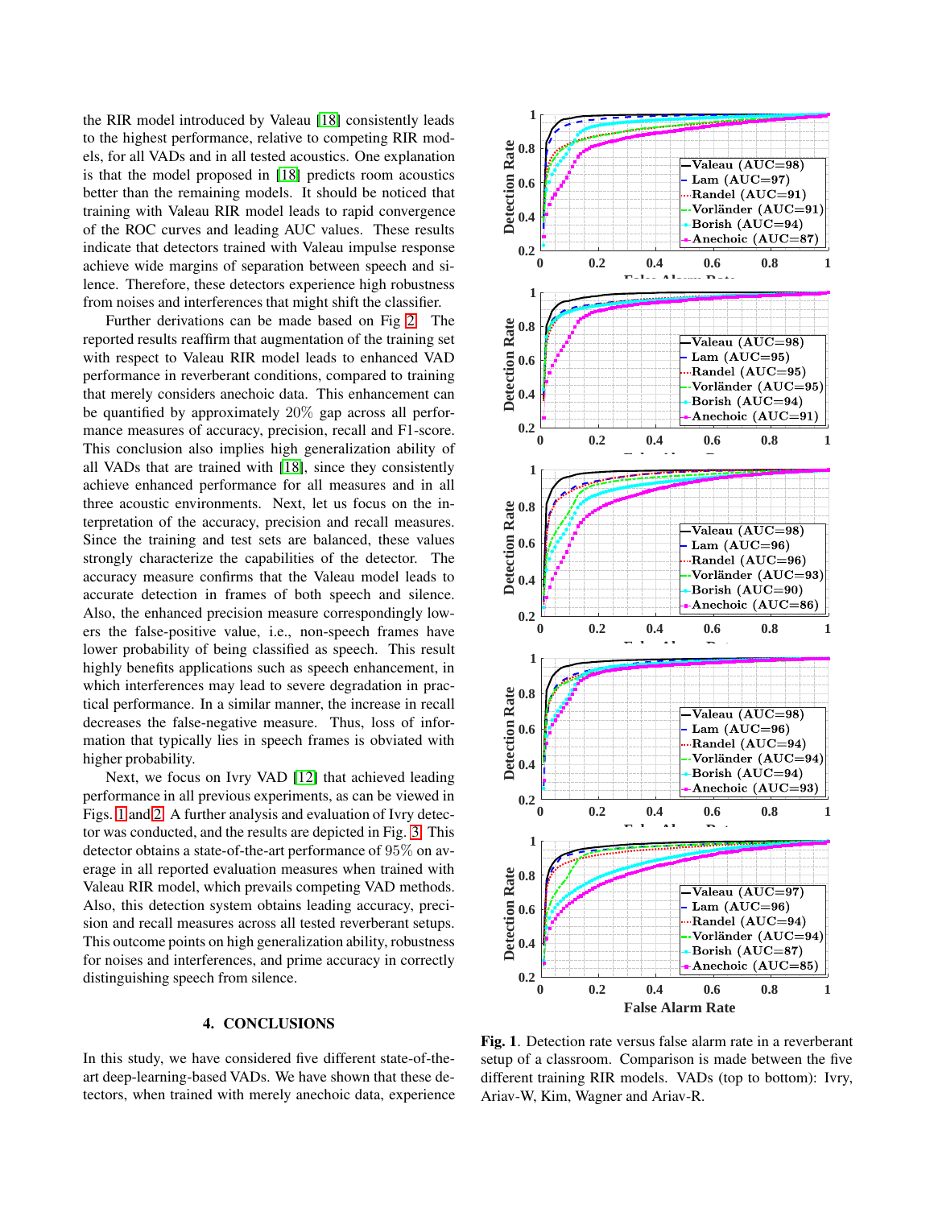the RIR model introduced by Valeau [18] consistently leads to the highest performance, relative to competing RIR models, for all VADs and in all tested acoustics. One explanation is that the model proposed in [18] predicts room acoustics better than the remaining models. It should be noticed that training with Valeau RIR model leads to rapid convergence of the ROC curves and leading AUC values. These results indicate that detectors trained with Valeau impulse response achieve wide margins of separation between speech and silence. Therefore, these detectors experience high robustness from noises and interferences that might shift the classifier.

Further derivations can be made based on Fig 2. The reported results reaffirm that augmentation of the training set with respect to Valeau RIR model leads to enhanced VAD performance in reverberant conditions, compared to training that merely considers anechoic data. This enhancement can be quantified by approximately $20\%$ gap across all performance measures of accuracy, precision, recall and F1-score. This conclusion also implies high generalization ability of all VADs that are trained with [18], since they consistently achieve enhanced performance for all measures and in all three acoustic environments. Next, let us focus on the interpretation of the accuracy, precision and recall measures. Since the training and test sets are balanced, these values strongly characterize the capabilities of the detector. The accuracy measure confirms that the Valeau model leads to accurate detection in frames of both speech and silence. Also, the enhanced precision measure correspondingly lowers the false-positive value, i.e., non-speech frames have lower probability of being classified as speech. This result highly benefits applications such as speech enhancement, in which interferences may lead to severe degradation in practical performance. In a similar manner, the increase in recall decreases the false-negative measure. Thus, loss of information that typically lies in speech frames is obviated with higher probability.

Next, we focus on Ivry VAD [12] that achieved leading performance in all previous experiments, as can be viewed in Figs. 1 and 2. A further analysis and evaluation of Ivry detector was conducted, and the results are depicted in Fig. 3. This detector obtains a state-of-the-art performance of $95\%$ on average in all reported evaluation measures when trained with Valeau RIR model, which prevails competing VAD methods. Also, this detection system obtains leading accuracy, precision and recall measures across all tested reverberant setups. This outcome points on high generalization ability, robustness for noises and interferences, and prime accuracy in correctly distinguishing speech from silence.

## 4. CONCLUSIONS

In this study, we have considered five different state-of-the-art deep-learning-based VADs. We have shown that these detectors, when trained with merely anechoic data, experience

**Fig. 1**. Detection rate versus false alarm rate in a reverberant setup of a classroom. Comparison is made between the five different training RIR models. VADs (top to bottom): Ivry, Ariav-W, Kim, Wagner and Ariav-R.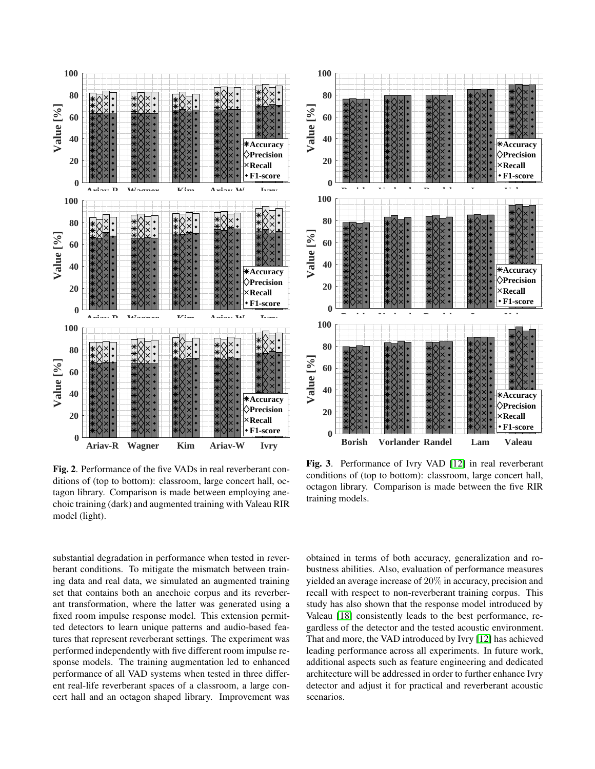**Fig. 2**. Performance of the five VADs in real reverberant conditions of (top to bottom): classroom, large concert hall, octagon library. Comparison is made between employing anechoic training (dark) and augmented training with Valeau RIR model (light).

**Fig. 3**. Performance of Ivry VAD [12] in real reverberant conditions of (top to bottom): classroom, large concert hall, octagon library. Comparison is made between the five RIR training models.

substantial degradation in performance when tested in reverberant conditions. To mitigate the mismatch between training data and real data, we simulated an augmented training set that contains both an anechoic corpus and its reverberant transformation, where the latter was generated using a fixed room impulse response model. This extension permitted detectors to learn unique patterns and audio-based features that represent reverberant settings. The experiment was performed independently with five different room impulse response models. The training augmentation led to enhanced performance of all VAD systems when tested in three different real-life reverberant spaces of a classroom, a large concert hall and an octagon shaped library. Improvement was obtained in terms of both accuracy, generalization and robustness abilities. Also, evaluation of performance measures yielded an average increase of $20\%$ in accuracy, precision and recall with respect to non-reverberant training corpus. This study has also shown that the response model introduced by Valeau [18] consistently leads to the best performance, regardless of the detector and the tested acoustic environment. That and more, the VAD introduced by Ivry [12] has achieved leading performance across all experiments. In future work, additional aspects such as feature engineering and dedicated architecture will be addressed in order to further enhance Ivry detector and adjust it for practical and reverberant acoustic scenarios.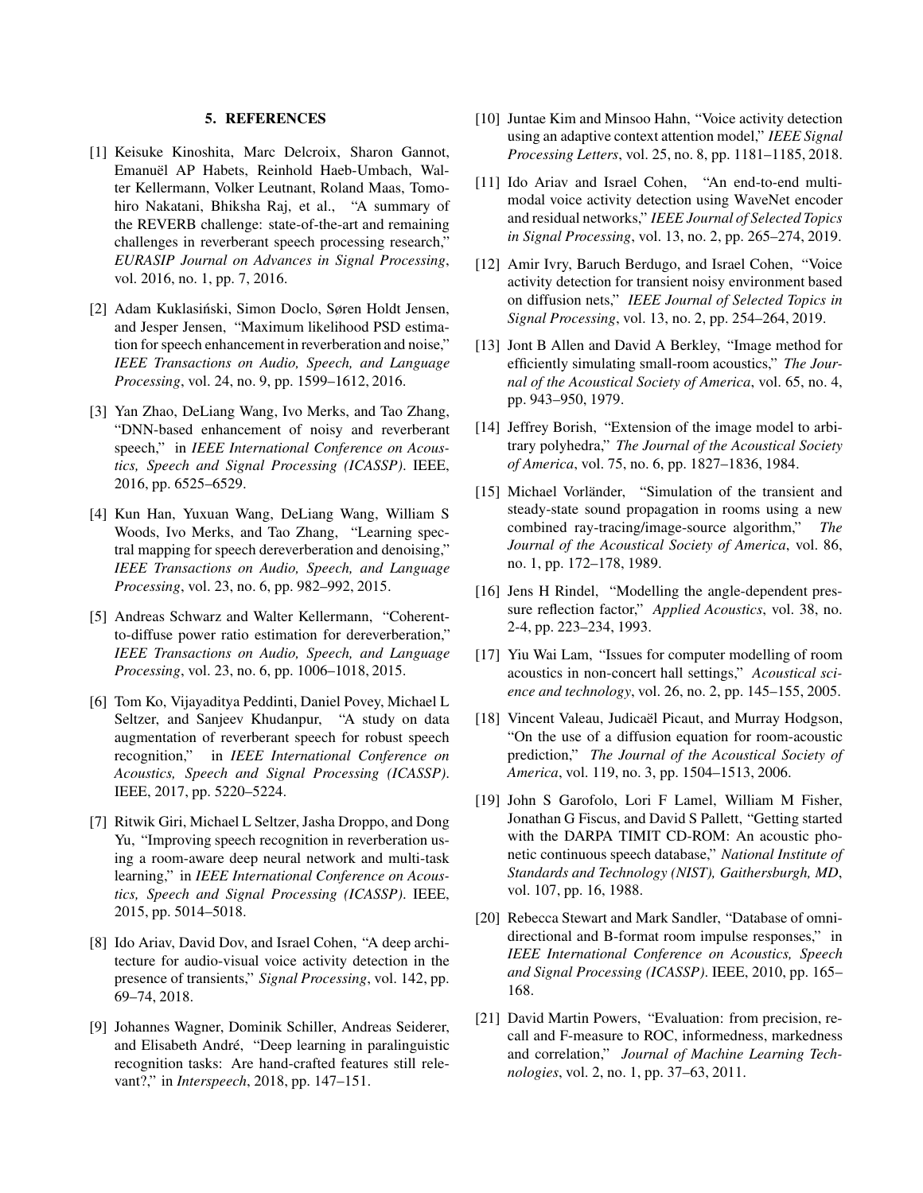## 5. REFERENCES

[1] Keisuke Kinoshita, Marc Delcroix, Sharon Gannot, Emanuël AP Habets, Reinhold Haeb-Umbach, Walter Kellermann, Volker Leutnant, Roland Maas, Tomohiro Nakatani, Bhiksha Raj, et al., "A summary of the REVERB challenge: state-of-the-art and remaining challenges in reverberant speech processing research," *EURASIP Journal on Advances in Signal Processing*, vol. 2016, no. 1, pp. 7, 2016.

[2] Adam Kuklasiński, Simon Doclo, Søren Holdt Jensen, and Jesper Jensen, "Maximum likelihood PSD estimation for speech enhancement in reverberation and noise," *IEEE Transactions on Audio, Speech, and Language Processing*, vol. 24, no. 9, pp. 1599–1612, 2016.

[3] Yan Zhao, DeLiang Wang, Ivo Merks, and Tao Zhang, "DNN-based enhancement of noisy and reverberant speech," in *IEEE International Conference on Acoustics, Speech and Signal Processing (ICASSP)*. IEEE, 2016, pp. 6525–6529.

[4] Kun Han, Yuxuan Wang, DeLiang Wang, William S Woods, Ivo Merks, and Tao Zhang, "Learning spectral mapping for speech dereverberation and denoising," *IEEE Transactions on Audio, Speech, and Language Processing*, vol. 23, no. 6, pp. 982–992, 2015.

[5] Andreas Schwarz and Walter Kellermann, "Coherent-to-diffuse power ratio estimation for dereverberation," *IEEE Transactions on Audio, Speech, and Language Processing*, vol. 23, no. 6, pp. 1006–1018, 2015.

[6] Tom Ko, Vijayaditya Peddinti, Daniel Povey, Michael L Seltzer, and Sanjeev Khudanpur, "A study on data augmentation of reverberant speech for robust speech recognition," in *IEEE International Conference on Acoustics, Speech and Signal Processing (ICASSP)*. IEEE, 2017, pp. 5220–5224.

[7] Ritwik Giri, Michael L Seltzer, Jasha Droppo, and Dong Yu, "Improving speech recognition in reverberation using a room-aware deep neural network and multi-task learning," in *IEEE International Conference on Acoustics, Speech and Signal Processing (ICASSP)*. IEEE, 2015, pp. 5014–5018.

[8] Ido Ariav, David Dov, and Israel Cohen, "A deep architecture for audio-visual voice activity detection in the presence of transients," *Signal Processing*, vol. 142, pp. 69–74, 2018.

[9] Johannes Wagner, Dominik Schiller, Andreas Seiderer, and Elisabeth André, "Deep learning in paralinguistic recognition tasks: Are hand-crafted features still relevant?," in *Interspeech*, 2018, pp. 147–151.

[10] Juntae Kim and Minsoo Hahn, "Voice activity detection using an adaptive context attention model," *IEEE Signal Processing Letters*, vol. 25, no. 8, pp. 1181–1185, 2018.

[11] Ido Ariav and Israel Cohen, "An end-to-end multimodal voice activity detection using WaveNet encoder and residual networks," *IEEE Journal of Selected Topics in Signal Processing*, vol. 13, no. 2, pp. 265–274, 2019.

[12] Amir Ivry, Baruch Berdugo, and Israel Cohen, "Voice activity detection for transient noisy environment based on diffusion nets," *IEEE Journal of Selected Topics in Signal Processing*, vol. 13, no. 2, pp. 254–264, 2019.

[13] Jont B Allen and David A Berkley, "Image method for efficiently simulating small-room acoustics," *The Journal of the Acoustical Society of America*, vol. 65, no. 4, pp. 943–950, 1979.

[14] Jeffrey Borish, "Extension of the image model to arbitrary polyhedra," *The Journal of the Acoustical Society of America*, vol. 75, no. 6, pp. 1827–1836, 1984.

[15] Michael Vorländer, "Simulation of the transient and steady-state sound propagation in rooms using a new combined ray-tracing/image-source algorithm," *The Journal of the Acoustical Society of America*, vol. 86, no. 1, pp. 172–178, 1989.

[16] Jens H Rindel, "Modelling the angle-dependent pressure reflection factor," *Applied Acoustics*, vol. 38, no. 2-4, pp. 223–234, 1993.

[17] Yiu Wai Lam, "Issues for computer modelling of room acoustics in non-concert hall settings," *Acoustical science and technology*, vol. 26, no. 2, pp. 145–155, 2005.

[18] Vincent Valeau, Judicaël Picaut, and Murray Hodgson, "On the use of a diffusion equation for room-acoustic prediction," *The Journal of the Acoustical Society of America*, vol. 119, no. 3, pp. 1504–1513, 2006.

[19] John S Garofolo, Lori F Lamel, William M Fisher, Jonathan G Fiscus, and David S Pallett, "Getting started with the DARPA TIMIT CD-ROM: An acoustic phonetic continuous speech database," *National Institute of Standards and Technology (NIST), Gaithersburgh, MD*, vol. 107, pp. 16, 1988.

[20] Rebecca Stewart and Mark Sandler, "Database of omnidirectional and B-format room impulse responses," in *IEEE International Conference on Acoustics, Speech and Signal Processing (ICASSP)*. IEEE, 2010, pp. 165–168.

[21] David Martin Powers, "Evaluation: from precision, recall and F-measure to ROC, informedness, markedness and correlation," *Journal of Machine Learning Technologies*, vol. 2, no. 1, pp. 37–63, 2011.